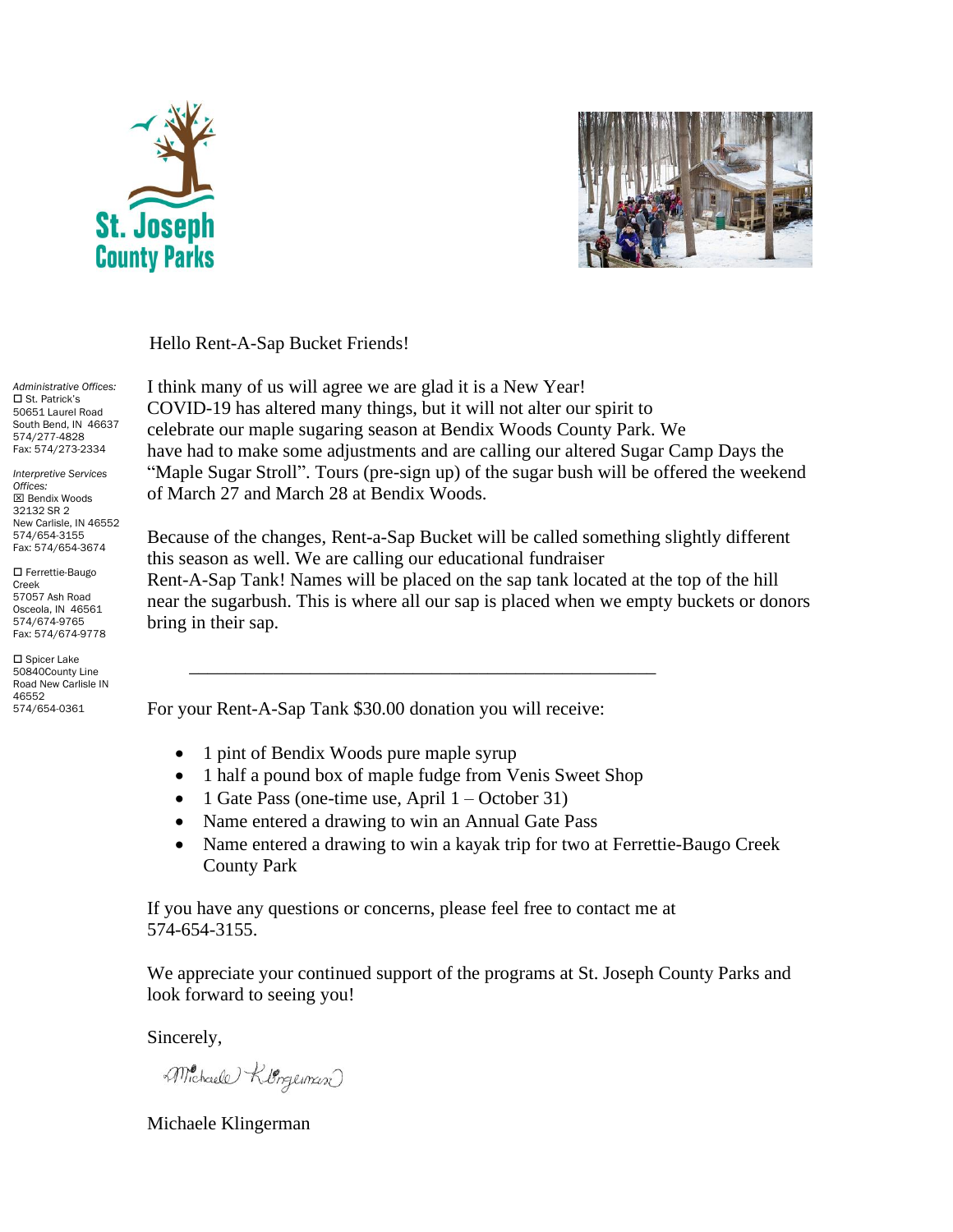St. Joseph County Parks

*Administrative Offices:*
☐ St. Patrick's
50651 Laurel Road
South Bend, IN 46637
574/277-4828
Fax: 574/273-2334

*Interpretive Services Offices:*
☒ Bendix Woods
32132 SR 2
New Carlisle, IN 46552
574/654-3155
Fax: 574/654-3674

☐ Ferrettie-Baugo Creek
57057 Ash Road
Osceola, IN 46561
574/674-9765
Fax: 574/674-9778

☐ Spicer Lake
50840County Line Road New Carlisle IN 46552
574/654-0361

Hello Rent-A-Sap Bucket Friends!

I think many of us will agree we are glad it is a New Year!
COVID-19 has altered many things, but it will not alter our spirit to celebrate our maple sugaring season at Bendix Woods County Park. We have had to make some adjustments and are calling our altered Sugar Camp Days the "Maple Sugar Stroll". Tours (pre-sign up) of the sugar bush will be offered the weekend of March 27 and March 28 at Bendix Woods.

Because of the changes, Rent-a-Sap Bucket will be called something slightly different this season as well. We are calling our educational fundraiser
Rent-A-Sap Tank! Names will be placed on the sap tank located at the top of the hill near the sugarbush. This is where all our sap is placed when we empty buckets or donors bring in their sap.

---

For your Rent-A-Sap Tank $30.00 donation you will receive:

- 1 pint of Bendix Woods pure maple syrup
- 1 half a pound box of maple fudge from Venis Sweet Shop
- 1 Gate Pass (one-time use, April 1 – October 31)
- Name entered a drawing to win an Annual Gate Pass
- Name entered a drawing to win a kayak trip for two at Ferrettie-Baugo Creek County Park

If you have any questions or concerns, please feel free to contact me at 574-654-3155.

We appreciate your continued support of the programs at St. Joseph County Parks and look forward to seeing you!

Sincerely,

*Michaele Klingerman*

Michaele Klingerman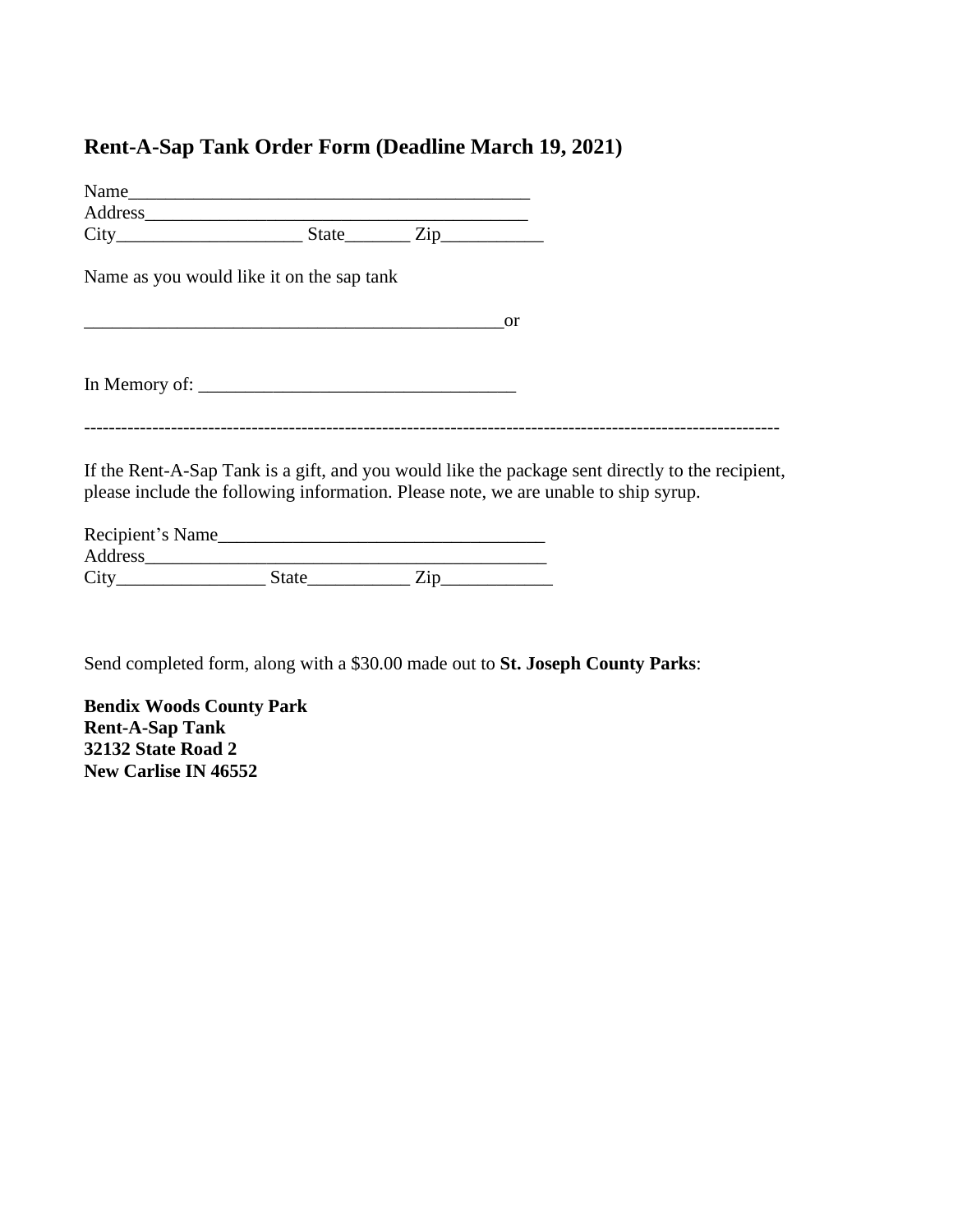## Rent-A-Sap Tank Order Form (Deadline March 19, 2021)

Name_____________________________________________
Address___________________________________________
City____________________ State_______ Zip___________

Name as you would like it on the sap tank

_______________________________________________or

In Memory of: ___________________________________

--------------------------------------------------------------------------------------------------------------

If the Rent-A-Sap Tank is a gift, and you would like the package sent directly to the recipient, please include the following information. Please note, we are unable to ship syrup.

Recipient's Name____________________________________
Address___________________________________________
City________________ State___________ Zip____________

Send completed form, along with a $30.00 made out to **St. Joseph County Parks**:

**Bendix Woods County Park**
**Rent-A-Sap Tank**
**32132 State Road 2**
**New Carlise IN 46552**